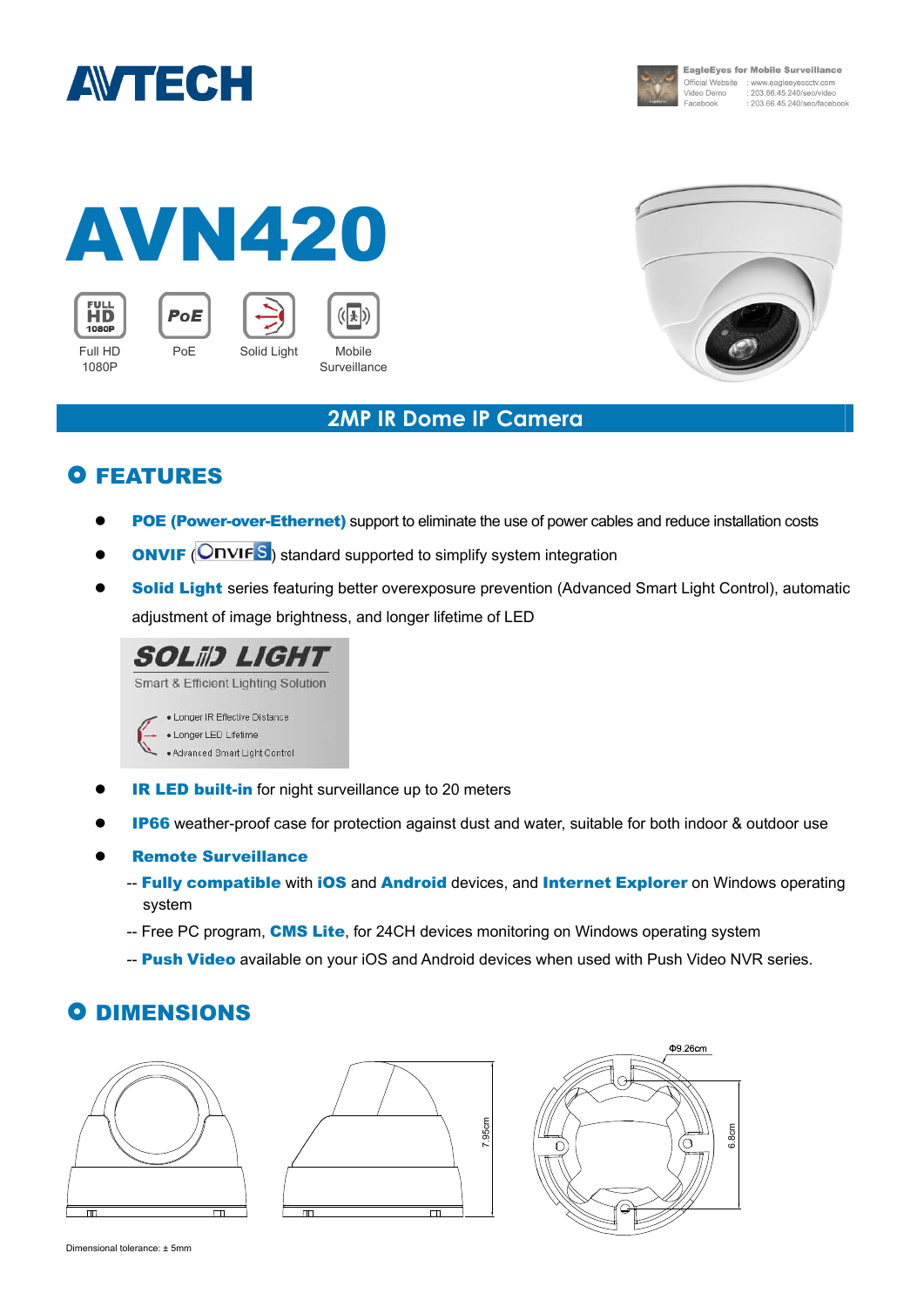AVTECH

**EagleEyes for Mobile Surveillance**
Official Website : www.eagleeyescctv.com
Video Demo : 203.66.45.240/seo/video
Facebook : 203.66.45.240/seo/facebook

# AVN420

Full HD 1080P | PoE | Solid Light | Mobile Surveillance

## 2MP IR Dome IP Camera

## FEATURES

- **POE (Power-over-Ethernet)** support to eliminate the use of power cables and reduce installation costs
- **ONVIF** (ONVIF) standard supported to simplify system integration
- **Solid Light** series featuring better overexposure prevention (Advanced Smart Light Control), automatic adjustment of image brightness, and longer lifetime of LED

  **SOLID LIGHT**
  Smart & Efficient Lighting Solution
  - Longer IR Effective Distance
  - Longer LED Lifetime
  - Advanced Smart Light Control

- **IR LED built-in** for night surveillance up to 20 meters
- **IP66** weather-proof case for protection against dust and water, suitable for both indoor & outdoor use
- **Remote Surveillance**
  -- **Fully compatible** with **iOS** and **Android** devices, and **Internet Explorer** on Windows operating system
  -- Free PC program, **CMS Lite**, for 24CH devices monitoring on Windows operating system
  -- **Push Video** available on your iOS and Android devices when used with Push Video NVR series.

## DIMENSIONS

7.95cm | Φ9.26cm | 6.8cm

Dimensional tolerance: ± 5mm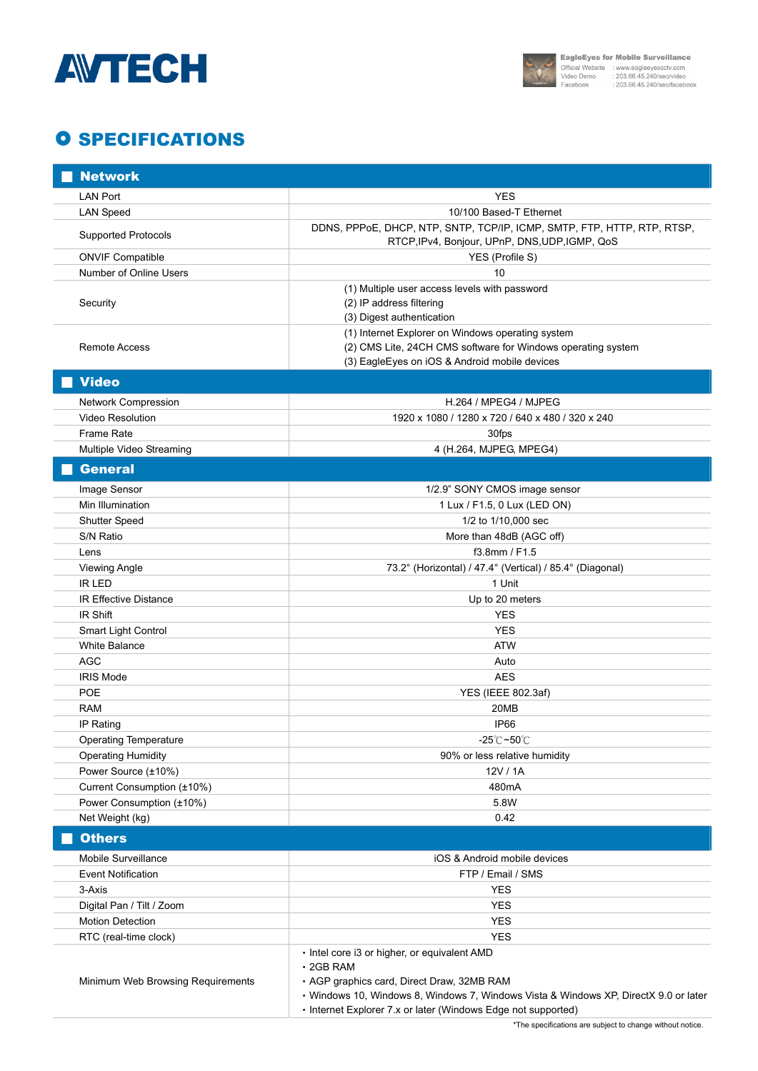# SPECIFICATIONS

| **Network** | |
|---|---|
| LAN Port | YES |
| LAN Speed | 10/100 Based-T Ethernet |
| Supported Protocols | DDNS, PPPoE, DHCP, NTP, SNTP, TCP/IP, ICMP, SMTP, FTP, HTTP, RTP, RTSP, RTCP,IPv4, Bonjour, UPnP, DNS,UDP,IGMP, QoS |
| ONVIF Compatible | YES (Profile S) |
| Number of Online Users | 10 |
| Security | (1) Multiple user access levels with password<br>(2) IP address filtering<br>(3) Digest authentication |
| Remote Access | (1) Internet Explorer on Windows operating system<br>(2) CMS Lite, 24CH CMS software for Windows operating system<br>(3) EagleEyes on iOS & Android mobile devices |
| **Video** | |
| Network Compression | H.264 / MPEG4 / MJPEG |
| Video Resolution | 1920 x 1080 / 1280 x 720 / 640 x 480 / 320 x 240 |
| Frame Rate | 30fps |
| Multiple Video Streaming | 4 (H.264, MJPEG, MPEG4) |
| **General** | |
| Image Sensor | 1/2.9" SONY CMOS image sensor |
| Min Illumination | 1 Lux / F1.5, 0 Lux (LED ON) |
| Shutter Speed | 1/2 to 1/10,000 sec |
| S/N Ratio | More than 48dB (AGC off) |
| Lens | f3.8mm / F1.5 |
| Viewing Angle | 73.2° (Horizontal) / 47.4° (Vertical) / 85.4° (Diagonal) |
| IR LED | 1 Unit |
| IR Effective Distance | Up to 20 meters |
| IR Shift | YES |
| Smart Light Control | YES |
| White Balance | ATW |
| AGC | Auto |
| IRIS Mode | AES |
| POE | YES (IEEE 802.3af) |
| RAM | 20MB |
| IP Rating | IP66 |
| Operating Temperature | -25℃~50℃ |
| Operating Humidity | 90% or less relative humidity |
| Power Source (±10%) | 12V / 1A |
| Current Consumption (±10%) | 480mA |
| Power Consumption (±10%) | 5.8W |
| Net Weight (kg) | 0.42 |
| **Others** | |
| Mobile Surveillance | iOS & Android mobile devices |
| Event Notification | FTP / Email / SMS |
| 3-Axis | YES |
| Digital Pan / Tilt / Zoom | YES |
| Motion Detection | YES |
| RTC (real-time clock) | YES |
| Minimum Web Browsing Requirements | • Intel core i3 or higher, or equivalent AMD<br>• 2GB RAM<br>• AGP graphics card, Direct Draw, 32MB RAM<br>• Windows 10, Windows 8, Windows 7, Windows Vista & Windows XP, DirectX 9.0 or later<br>• Internet Explorer 7.x or later (Windows Edge not supported) |

*The specifications are subject to change without notice.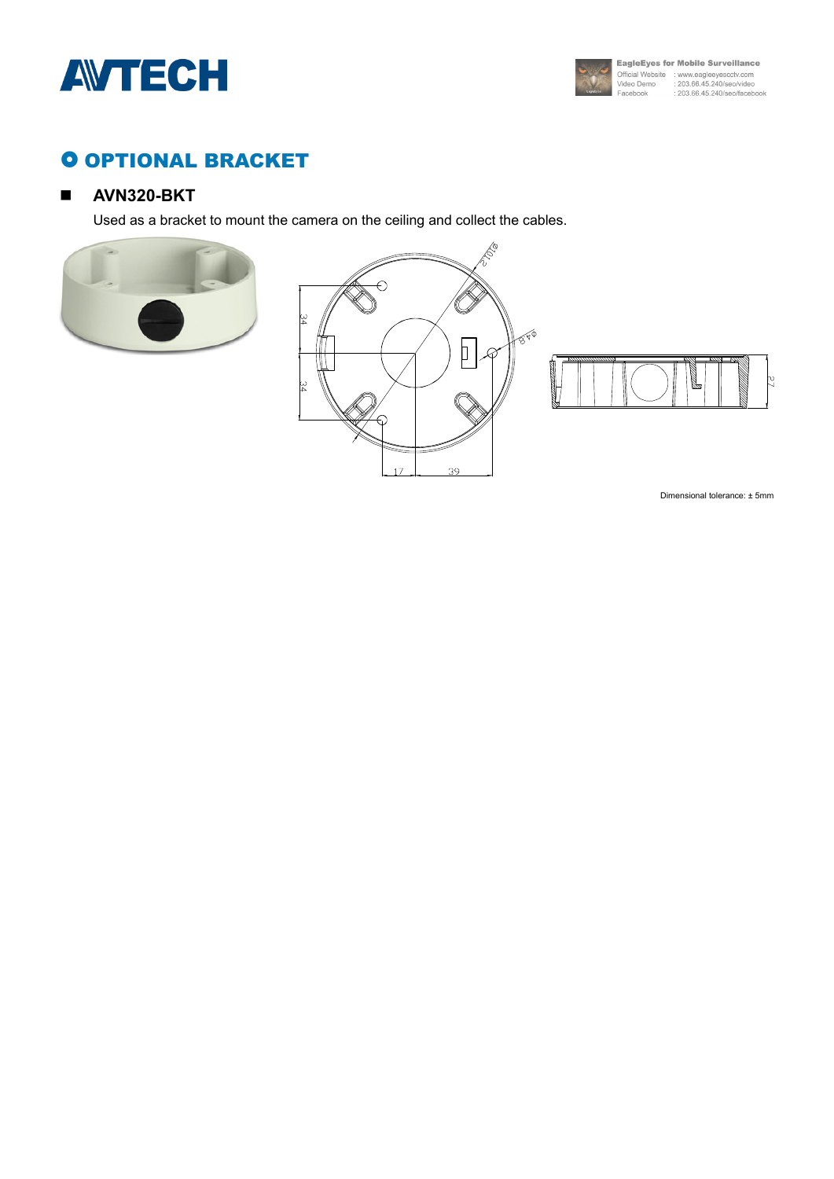## OPTIONAL BRACKET

### AVN320-BKT

Used as a bracket to mount the camera on the ceiling and collect the cables.

Ø101.2

34

34

Ø4.8

17

39

27

Dimensional tolerance: ± 5mm